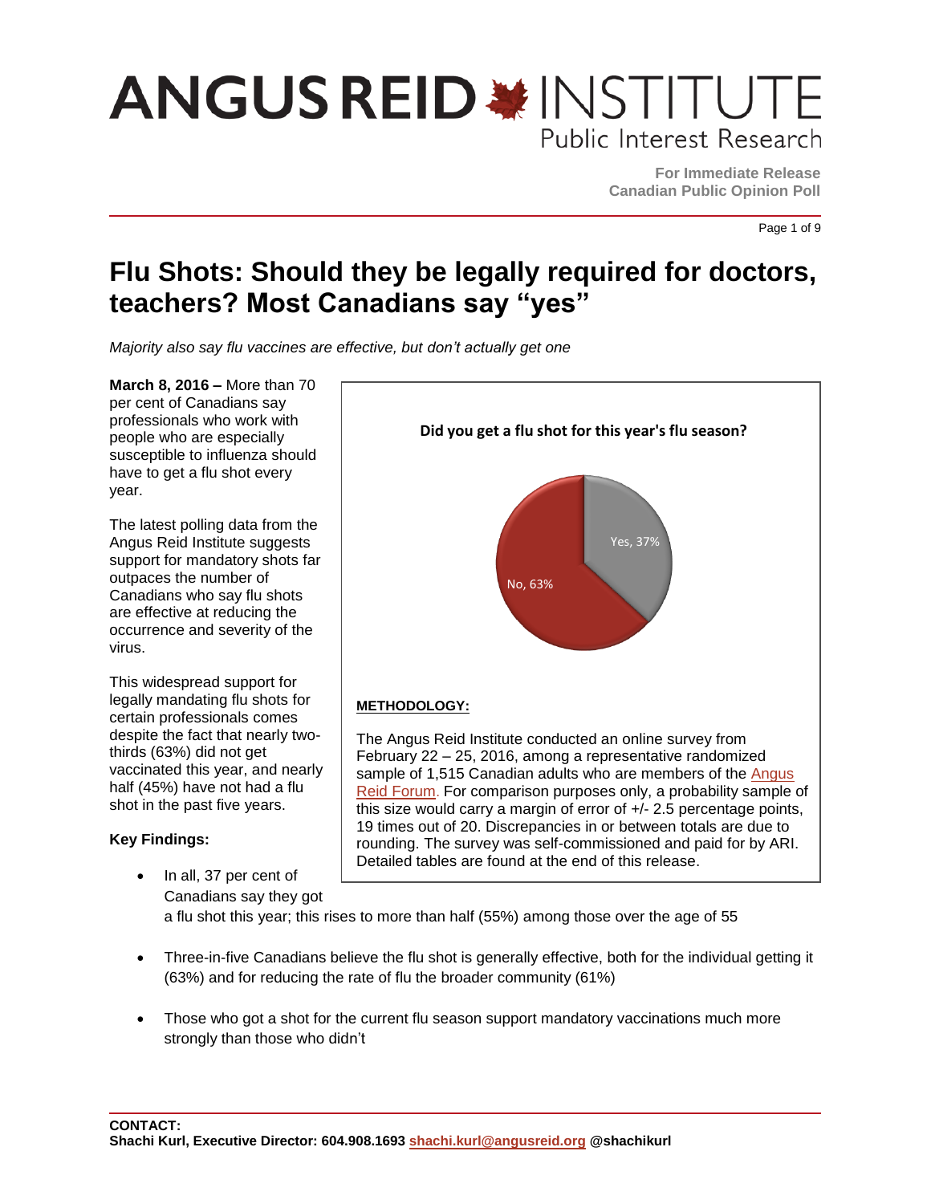# ANGUS REID INSTITUTE

Public Interest Research

**For Immediate Release**
**Canadian Public Opinion Poll**

# Flu Shots: Should they be legally required for doctors, teachers? Most Canadians say "yes"

*Majority also say flu vaccines are effective, but don't actually get one*

**March 8, 2016 –** More than 70 per cent of Canadians say professionals who work with people who are especially susceptible to influenza should have to get a flu shot every year.

The latest polling data from the Angus Reid Institute suggests support for mandatory shots far outpaces the number of Canadians who say flu shots are effective at reducing the occurrence and severity of the virus.

This widespread support for legally mandating flu shots for certain professionals comes despite the fact that nearly two-thirds (63%) did not get vaccinated this year, and nearly half (45%) have not had a flu shot in the past five years.

**Did you get a flu shot for this year's flu season?**

| Response | Percent |
|---|---|
| Yes | 37% |
| No | 63% |

**METHODOLOGY:**

The Angus Reid Institute conducted an online survey from February 22 – 25, 2016, among a representative randomized sample of 1,515 Canadian adults who are members of the Angus Reid Forum. For comparison purposes only, a probability sample of this size would carry a margin of error of +/- 2.5 percentage points, 19 times out of 20. Discrepancies in or between totals are due to rounding. The survey was self-commissioned and paid for by ARI. Detailed tables are found at the end of this release.

**Key Findings:**

- In all, 37 per cent of Canadians say they got a flu shot this year; this rises to more than half (55%) among those over the age of 55

- Three-in-five Canadians believe the flu shot is generally effective, both for the individual getting it (63%) and for reducing the rate of flu the broader community (61%)

- Those who got a shot for the current flu season support mandatory vaccinations much more strongly than those who didn't

**CONTACT:**
**Shachi Kurl, Executive Director: 604.908.1693 shachi.kurl@angusreid.org @shachikurl**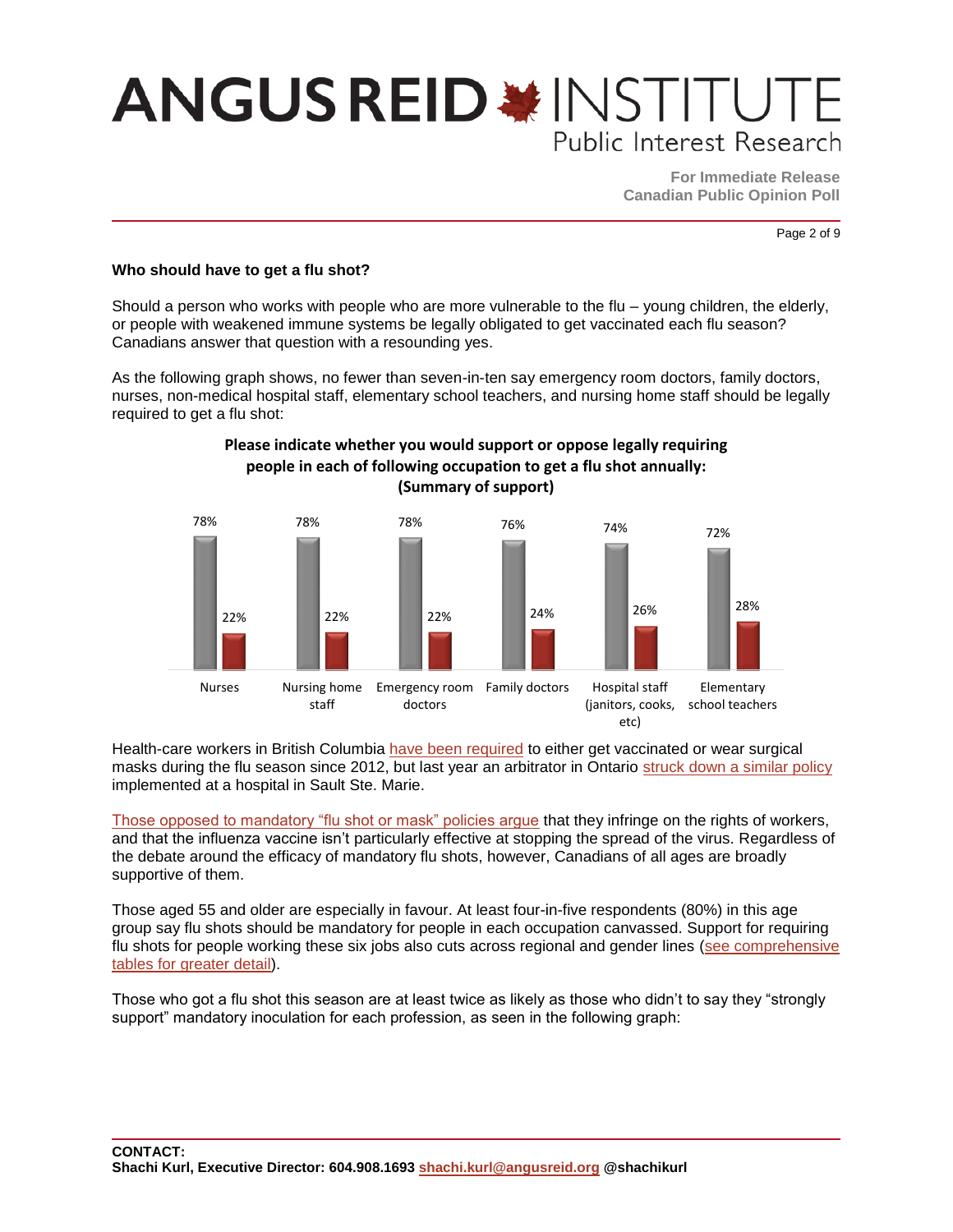**Who should have to get a flu shot?**

Should a person who works with people who are more vulnerable to the flu – young children, the elderly, or people with weakened immune systems be legally obligated to get vaccinated each flu season? Canadians answer that question with a resounding yes.

As the following graph shows, no fewer than seven-in-ten say emergency room doctors, family doctors, nurses, non-medical hospital staff, elementary school teachers, and nursing home staff should be legally required to get a flu shot:

**Please indicate whether you would support or oppose legally requiring people in each of following occupation to get a flu shot annually: (Summary of support)**

| Occupation | Support | Oppose |
|---|---|---|
| Nurses | 78% | 22% |
| Nursing home staff | 78% | 22% |
| Emergency room doctors | 78% | 22% |
| Family doctors | 76% | 24% |
| Hospital staff (janitors, cooks, etc) | 74% | 26% |
| Elementary school teachers | 72% | 28% |

Health-care workers in British Columbia have been required to either get vaccinated or wear surgical masks during the flu season since 2012, but last year an arbitrator in Ontario struck down a similar policy implemented at a hospital in Sault Ste. Marie.

Those opposed to mandatory "flu shot or mask" policies argue that they infringe on the rights of workers, and that the influenza vaccine isn't particularly effective at stopping the spread of the virus. Regardless of the debate around the efficacy of mandatory flu shots, however, Canadians of all ages are broadly supportive of them.

Those aged 55 and older are especially in favour. At least four-in-five respondents (80%) in this age group say flu shots should be mandatory for people in each occupation canvassed. Support for requiring flu shots for people working these six jobs also cuts across regional and gender lines (see comprehensive tables for greater detail).

Those who got a flu shot this season are at least twice as likely as those who didn't to say they "strongly support" mandatory inoculation for each profession, as seen in the following graph:

**CONTACT:**
**Shachi Kurl, Executive Director: 604.908.1693 shachi.kurl@angusreid.org @shachikurl**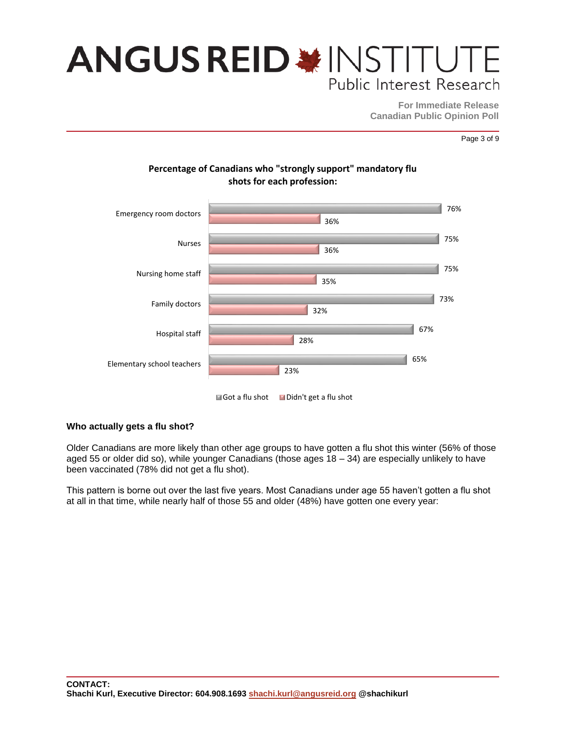**Percentage of Canadians who "strongly support" mandatory flu shots for each profession:**

| Profession | Got a flu shot | Didn't get a flu shot |
| --- | --- | --- |
| Emergency room doctors | 76% | 36% |
| Nurses | 75% | 36% |
| Nursing home staff | 75% | 35% |
| Family doctors | 73% | 32% |
| Hospital staff | 67% | 28% |
| Elementary school teachers | 65% | 23% |

### Who actually gets a flu shot?

Older Canadians are more likely than other age groups to have gotten a flu shot this winter (56% of those aged 55 or older did so), while younger Canadians (those ages 18 – 34) are especially unlikely to have been vaccinated (78% did not get a flu shot).

This pattern is borne out over the last five years. Most Canadians under age 55 haven't gotten a flu shot at all in that time, while nearly half of those 55 and older (48%) have gotten one every year:

**CONTACT:**
**Shachi Kurl, Executive Director: 604.908.1693 shachi.kurl@angusreid.org @shachikurl**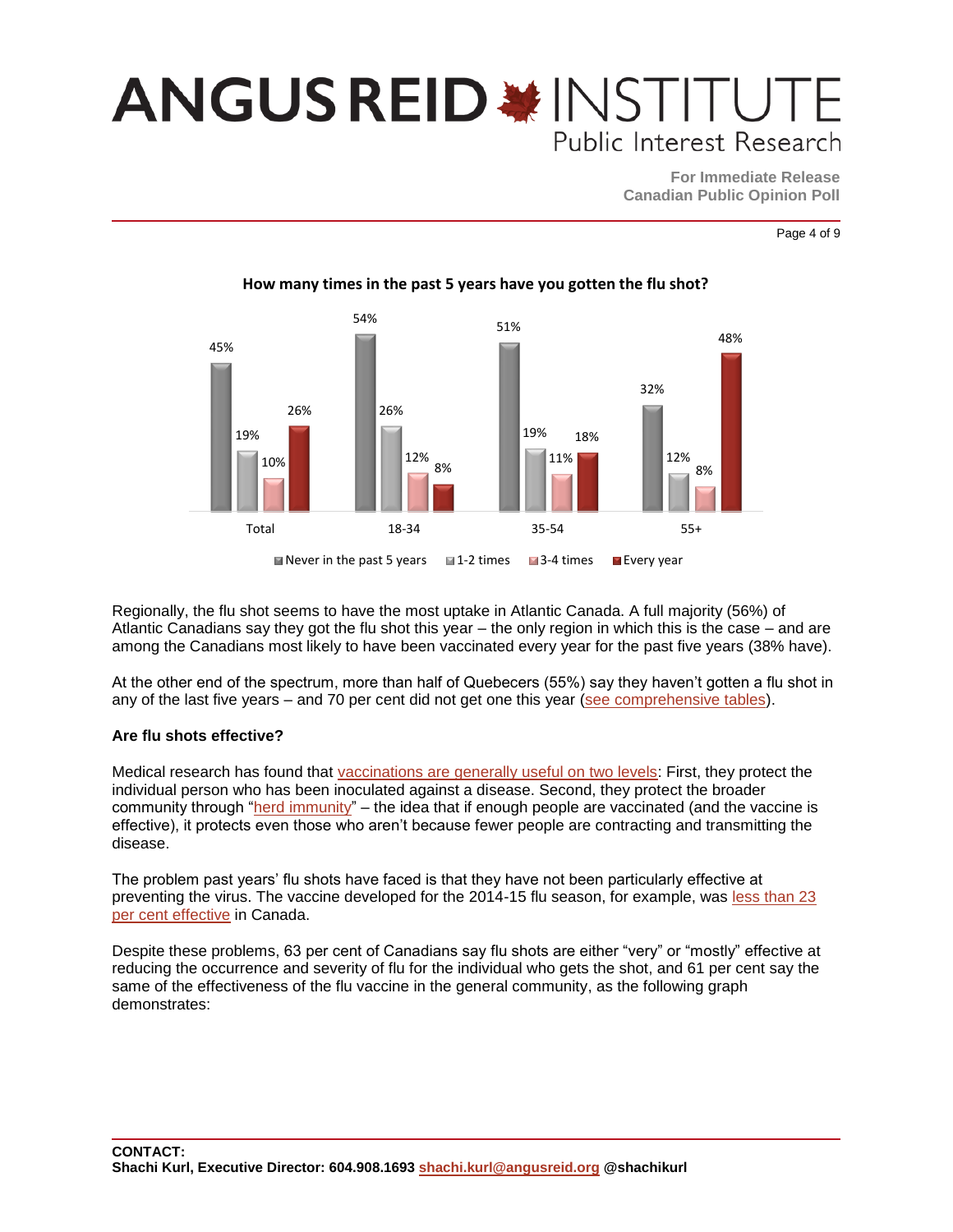**How many times in the past 5 years have you gotten the flu shot?**

| | Never in the past 5 years | 1-2 times | 3-4 times | Every year |
|---|---|---|---|---|
| Total | 45% | 19% | 10% | 26% |
| 18-34 | 54% | 26% | 12% | 8% |
| 35-54 | 51% | 19% | 11% | 18% |
| 55+ | 32% | 12% | 8% | 48% |

Regionally, the flu shot seems to have the most uptake in Atlantic Canada. A full majority (56%) of Atlantic Canadians say they got the flu shot this year – the only region in which this is the case – and are among the Canadians most likely to have been vaccinated every year for the past five years (38% have).

At the other end of the spectrum, more than half of Quebecers (55%) say they haven't gotten a flu shot in any of the last five years – and 70 per cent did not get one this year (see comprehensive tables).

**Are flu shots effective?**

Medical research has found that vaccinations are generally useful on two levels: First, they protect the individual person who has been inoculated against a disease. Second, they protect the broader community through "herd immunity" – the idea that if enough people are vaccinated (and the vaccine is effective), it protects even those who aren't because fewer people are contracting and transmitting the disease.

The problem past years' flu shots have faced is that they have not been particularly effective at preventing the virus. The vaccine developed for the 2014-15 flu season, for example, was less than 23 per cent effective in Canada.

Despite these problems, 63 per cent of Canadians say flu shots are either "very" or "mostly" effective at reducing the occurrence and severity of flu for the individual who gets the shot, and 61 per cent say the same of the effectiveness of the flu vaccine in the general community, as the following graph demonstrates:

**CONTACT:**
**Shachi Kurl, Executive Director: 604.908.1693 shachi.kurl@angusreid.org @shachikurl**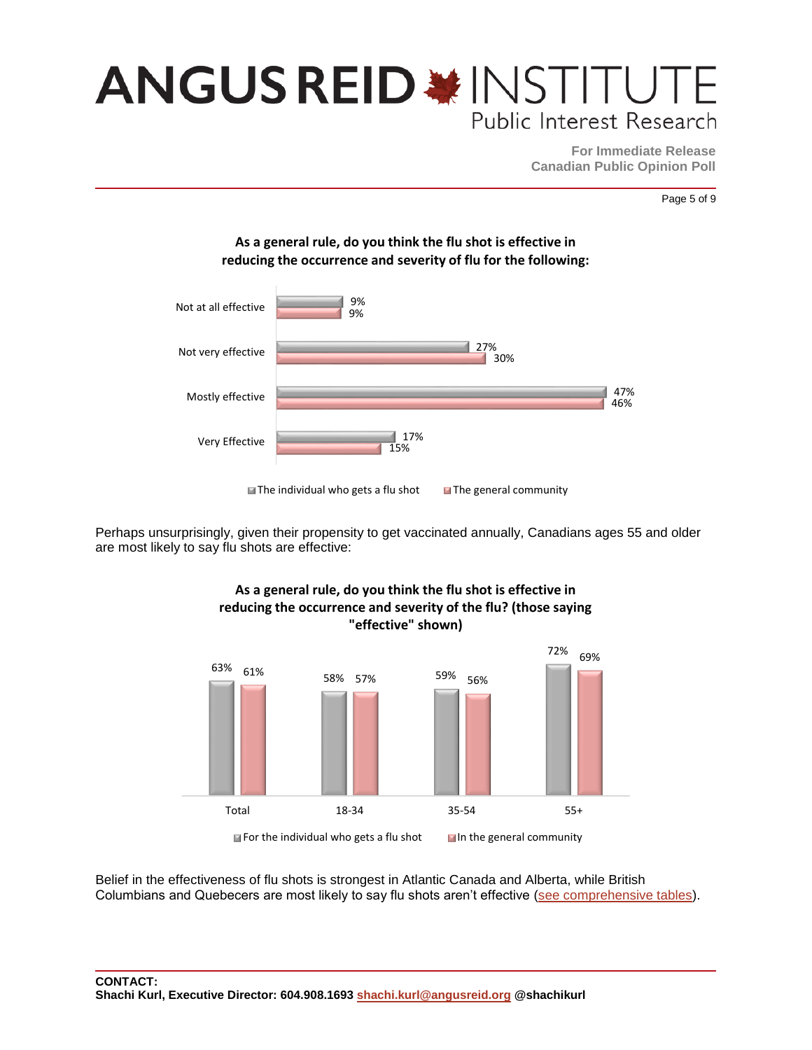**As a general rule, do you think the flu shot is effective in reducing the occurrence and severity of flu for the following:**

| | The individual who gets a flu shot | The general community |
|---|---|---|
| Not at all effective | 9% | 9% |
| Not very effective | 27% | 30% |
| Mostly effective | 47% | 46% |
| Very Effective | 17% | 15% |

Perhaps unsurprisingly, given their propensity to get vaccinated annually, Canadians ages 55 and older are most likely to say flu shots are effective:

**As a general rule, do you think the flu shot is effective in reducing the occurrence and severity of the flu? (those saying "effective" shown)**

| | Total | 18-34 | 35-54 | 55+ |
|---|---|---|---|---|
| For the individual who gets a flu shot | 63% | 58% | 59% | 72% |
| In the general community | 61% | 57% | 56% | 69% |

Belief in the effectiveness of flu shots is strongest in Atlantic Canada and Alberta, while British Columbians and Quebecers are most likely to say flu shots aren't effective (see comprehensive tables).

**CONTACT:**
**Shachi Kurl, Executive Director: 604.908.1693 shachi.kurl@angusreid.org @shachikurl**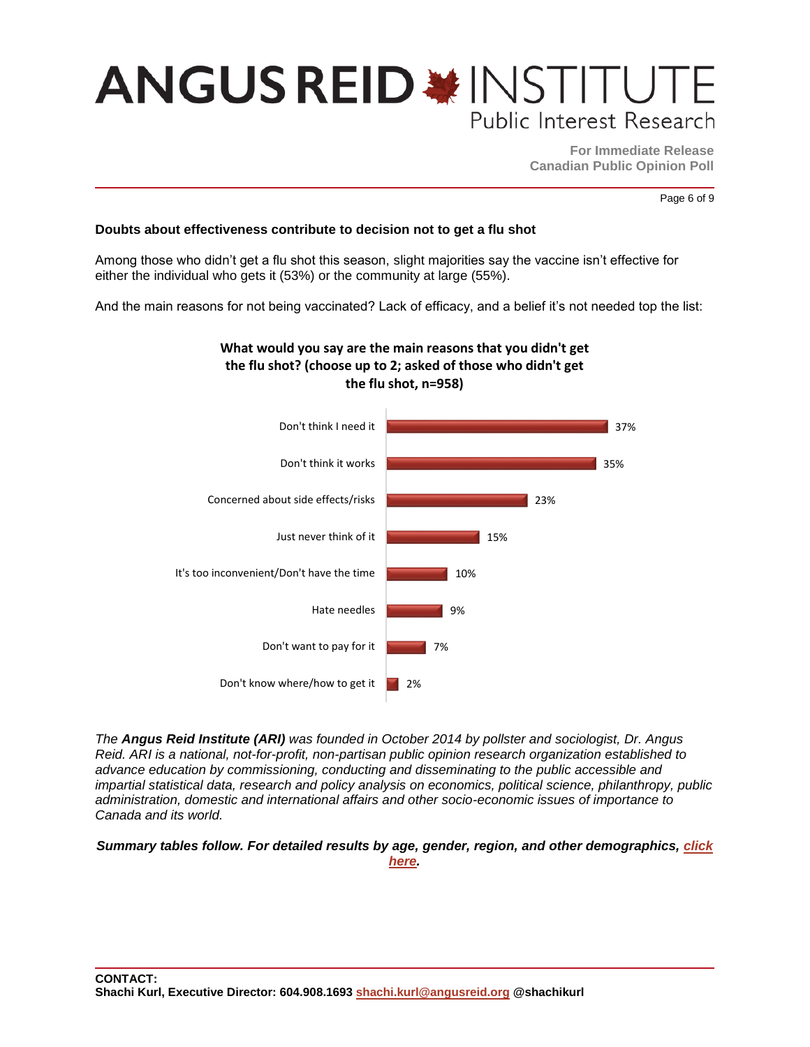**Doubts about effectiveness contribute to decision not to get a flu shot**

Among those who didn't get a flu shot this season, slight majorities say the vaccine isn't effective for either the individual who gets it (53%) or the community at large (55%).

And the main reasons for not being vaccinated? Lack of efficacy, and a belief it's not needed top the list:

**What would you say are the main reasons that you didn't get the flu shot? (choose up to 2; asked of those who didn't get the flu shot, n=958)**

| Reason | % |
|---|---|
| Don't think I need it | 37% |
| Don't think it works | 35% |
| Concerned about side effects/risks | 23% |
| Just never think of it | 15% |
| It's too inconvenient/Don't have the time | 10% |
| Hate needles | 9% |
| Don't want to pay for it | 7% |
| Don't know where/how to get it | 2% |

*The **Angus Reid Institute (ARI)** was founded in October 2014 by pollster and sociologist, Dr. Angus Reid. ARI is a national, not-for-profit, non-partisan public opinion research organization established to advance education by commissioning, conducting and disseminating to the public accessible and impartial statistical data, research and policy analysis on economics, political science, philanthropy, public administration, domestic and international affairs and other socio-economic issues of importance to Canada and its world.*

***Summary tables follow. For detailed results by age, gender, region, and other demographics, click here.***

**CONTACT:**
**Shachi Kurl, Executive Director: 604.908.1693 shachi.kurl@angusreid.org @shachikurl**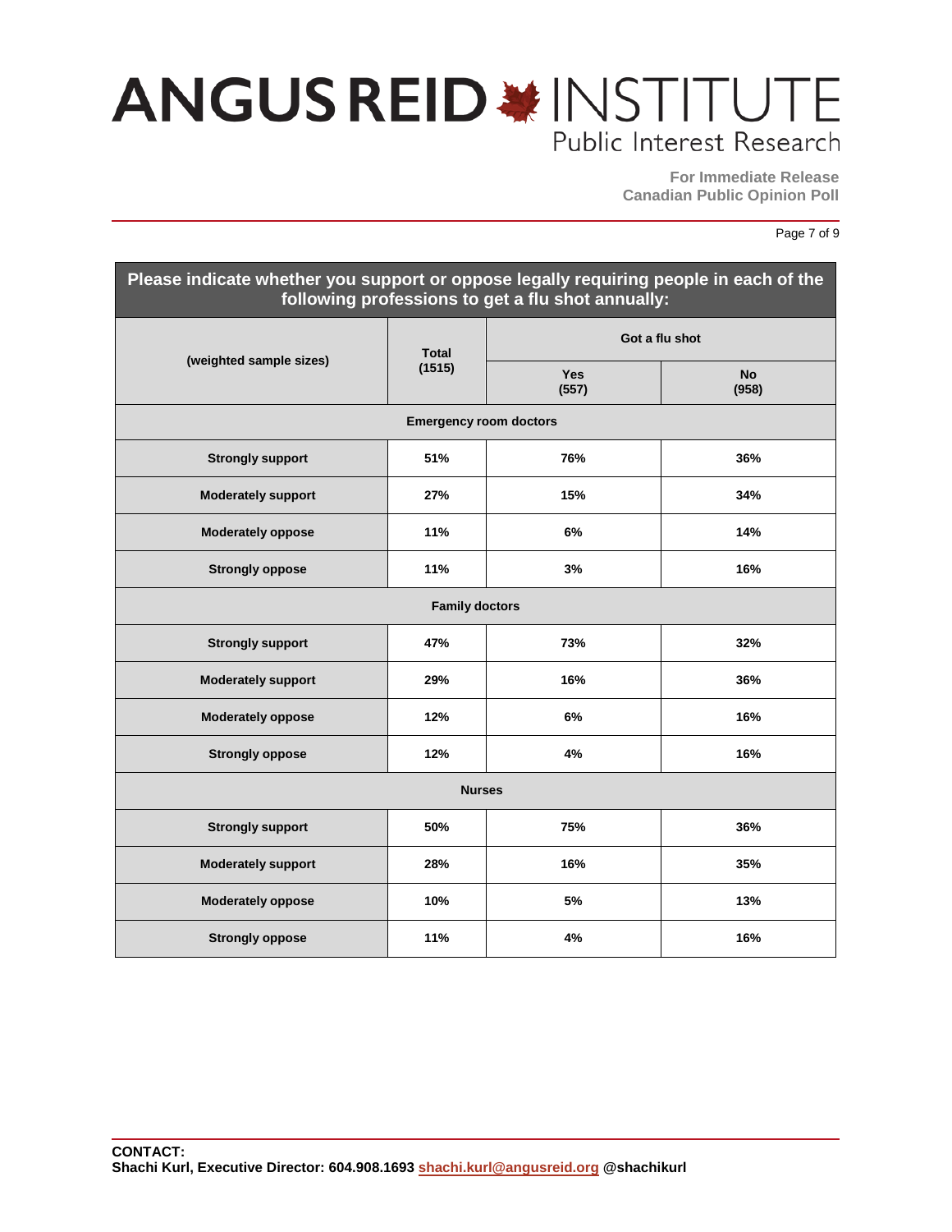| Please indicate whether you support or oppose legally requiring people in each of the following professions to get a flu shot annually: | | | |
|---|---|---|---|
| (weighted sample sizes) | Total (1515) | Got a flu shot | |
| | | Yes (557) | No (958) |
| **Emergency room doctors** | | | |
| Strongly support | 51% | 76% | 36% |
| Moderately support | 27% | 15% | 34% |
| Moderately oppose | 11% | 6% | 14% |
| Strongly oppose | 11% | 3% | 16% |
| **Family doctors** | | | |
| Strongly support | 47% | 73% | 32% |
| Moderately support | 29% | 16% | 36% |
| Moderately oppose | 12% | 6% | 16% |
| Strongly oppose | 12% | 4% | 16% |
| **Nurses** | | | |
| Strongly support | 50% | 75% | 36% |
| Moderately support | 28% | 16% | 35% |
| Moderately oppose | 10% | 5% | 13% |
| Strongly oppose | 11% | 4% | 16% |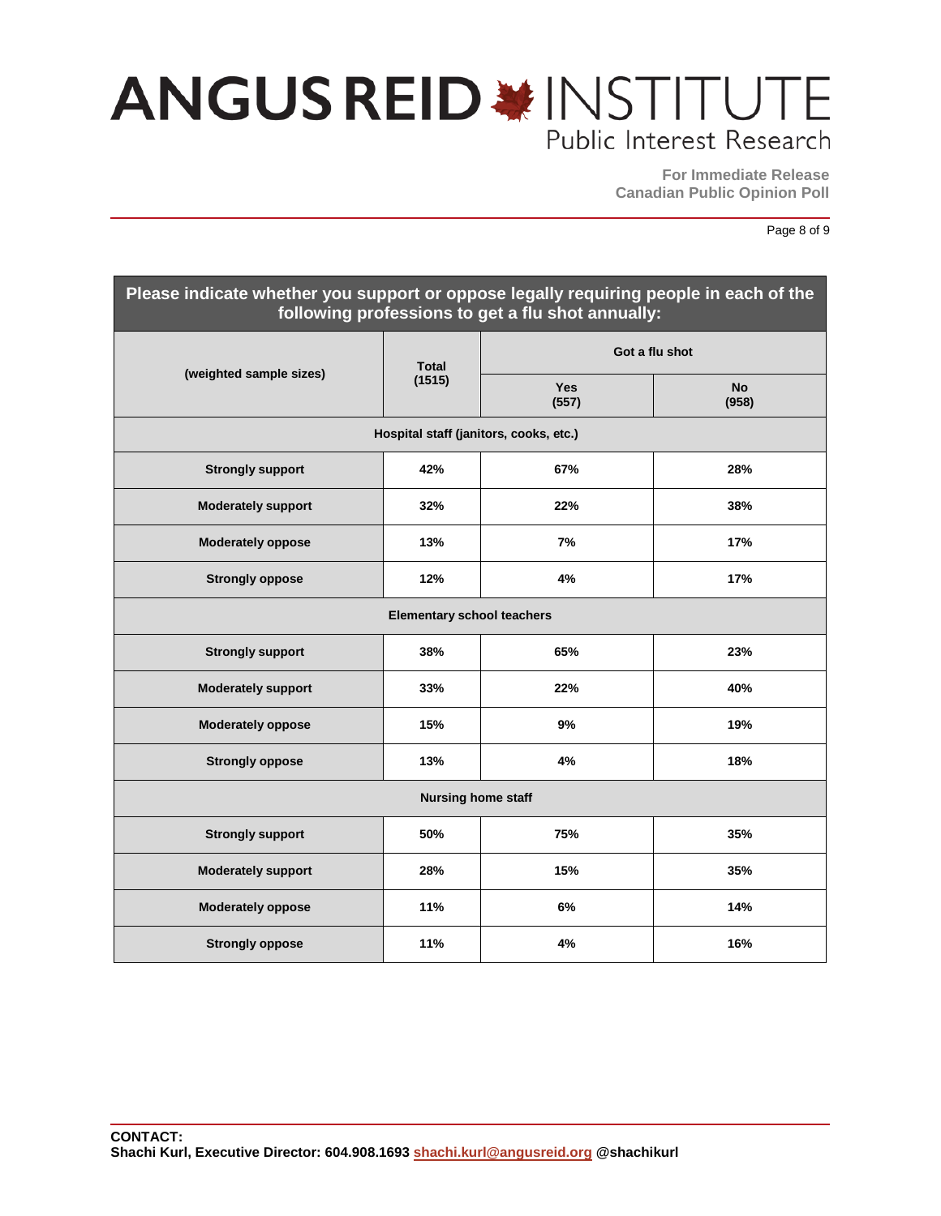| Please indicate whether you support or oppose legally requiring people in each of the following professions to get a flu shot annually: | | | |
|---|---|---|---|
| (weighted sample sizes) | Total (1515) | Got a flu shot | |
| | | Yes (557) | No (958) |
| **Hospital staff (janitors, cooks, etc.)** | | | |
| Strongly support | 42% | 67% | 28% |
| Moderately support | 32% | 22% | 38% |
| Moderately oppose | 13% | 7% | 17% |
| Strongly oppose | 12% | 4% | 17% |
| **Elementary school teachers** | | | |
| Strongly support | 38% | 65% | 23% |
| Moderately support | 33% | 22% | 40% |
| Moderately oppose | 15% | 9% | 19% |
| Strongly oppose | 13% | 4% | 18% |
| **Nursing home staff** | | | |
| Strongly support | 50% | 75% | 35% |
| Moderately support | 28% | 15% | 35% |
| Moderately oppose | 11% | 6% | 14% |
| Strongly oppose | 11% | 4% | 16% |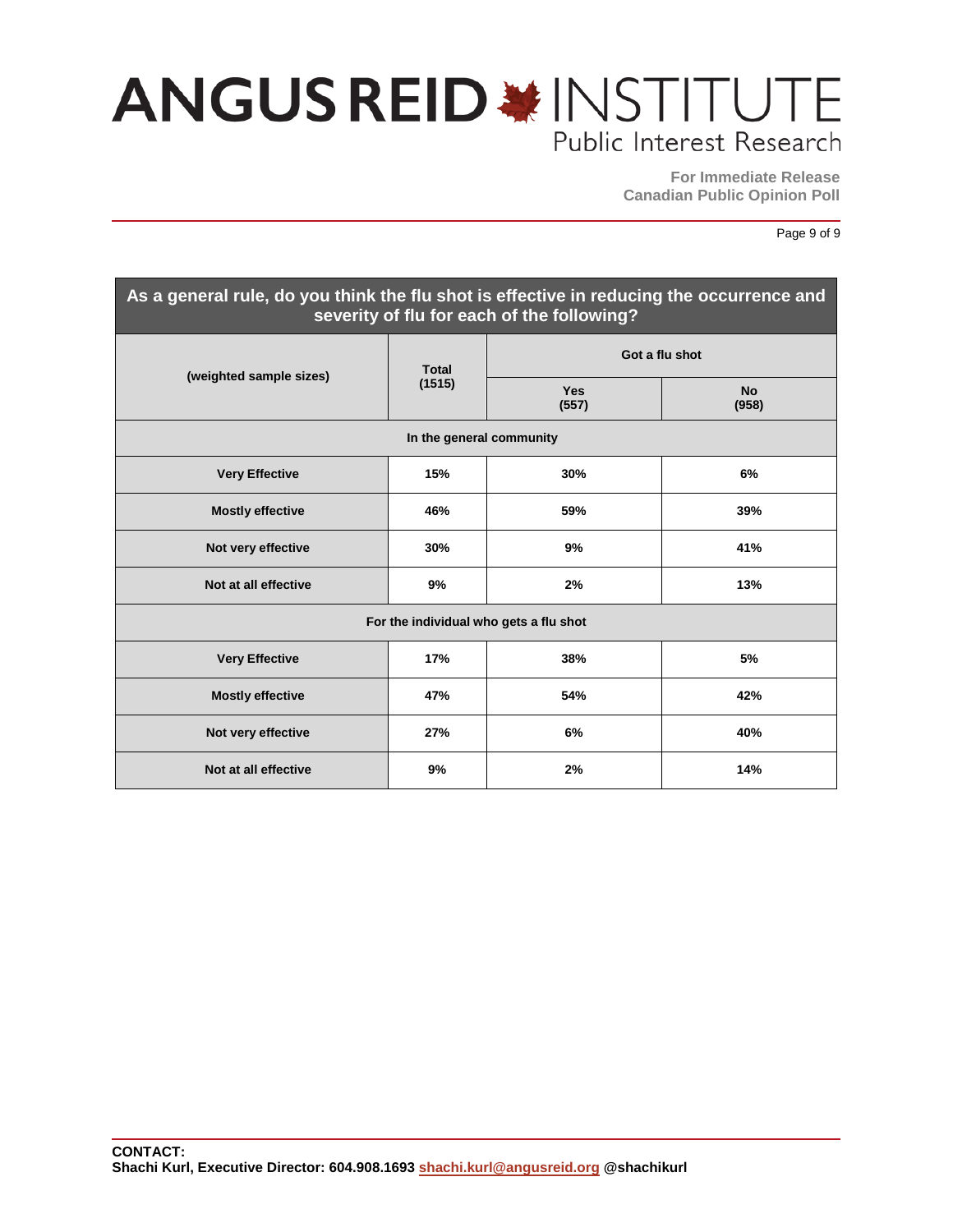# ANGUS REID INSTITUTE
Public Interest Research

**For Immediate Release**
**Canadian Public Opinion Poll**

| As a general rule, do you think the flu shot is effective in reducing the occurrence and severity of flu for each of the following? | | | |
|---|---|---|---|
| (weighted sample sizes) | Total (1515) | Got a flu shot | |
| | | Yes (557) | No (958) |
| **In the general community** | | | |
| Very Effective | 15% | 30% | 6% |
| Mostly effective | 46% | 59% | 39% |
| Not very effective | 30% | 9% | 41% |
| Not at all effective | 9% | 2% | 13% |
| **For the individual who gets a flu shot** | | | |
| Very Effective | 17% | 38% | 5% |
| Mostly effective | 47% | 54% | 42% |
| Not very effective | 27% | 6% | 40% |
| Not at all effective | 9% | 2% | 14% |

**CONTACT:**
**Shachi Kurl, Executive Director: 604.908.1693 shachi.kurl@angusreid.org @shachikurl**